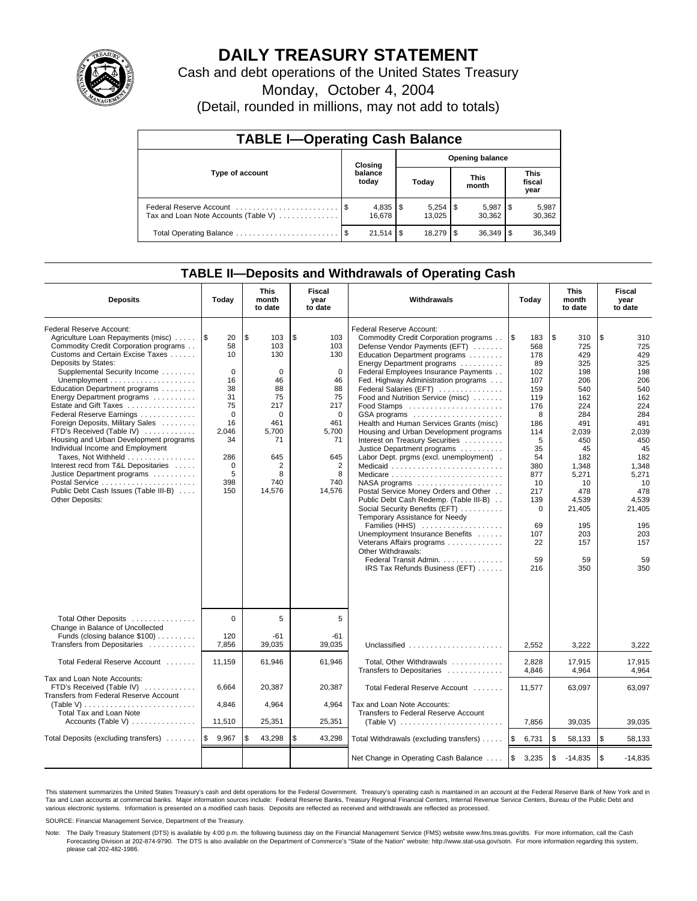# DAILY TREASURY STATEMENT

Cash and debt operations of the United States Treasury

Monday, October 4, 2004

(Detail, rounded in millions, may not add to totals)

## TABLE I—Operating Cash Balance

| Type of account | Closing balance today | Opening balance Today | Opening balance This month | Opening balance This fiscal year |
|---|---|---|---|---|
| Federal Reserve Account | $ 4,835 | $ 5,254 | $ 5,987 | $ 5,987 |
| Tax and Loan Note Accounts (Table V) | 16,678 | 13,025 | 30,362 | 30,362 |
| Total Operating Balance | $ 21,514 | $ 18,279 | $ 36,349 | $ 36,349 |

## TABLE II—Deposits and Withdrawals of Operating Cash

| Deposits | Today | This month to date | Fiscal year to date |
|---|---|---|---|
| Federal Reserve Account: | | | |
| Agriculture Loan Repayments (misc) | $ 20 | $ 103 | $ 103 |
| Commodity Credit Corporation programs | 58 | 103 | 103 |
| Customs and Certain Excise Taxes | 10 | 130 | 130 |
| Deposits by States: | | | |
| Supplemental Security Income | 0 | 0 | 0 |
| Unemployment | 16 | 46 | 46 |
| Education Department programs | 38 | 88 | 88 |
| Energy Department programs | 31 | 75 | 75 |
| Estate and Gift Taxes | 75 | 217 | 217 |
| Federal Reserve Earnings | 0 | 0 | 0 |
| Foreign Deposits, Military Sales | 16 | 461 | 461 |
| FTD's Received (Table IV) | 2,046 | 5,700 | 5,700 |
| Housing and Urban Development programs | 34 | 71 | 71 |
| Individual Income and Employment Taxes, Not Withheld | 286 | 645 | 645 |
| Interest recd from T&L Depositaries | 0 | 2 | 2 |
| Justice Department programs | 5 | 8 | 8 |
| Postal Service | 398 | 740 | 740 |
| Public Debt Cash Issues (Table III-B) | 150 | 14,576 | 14,576 |
| Other Deposits: | | | |
| Total Other Deposits | 0 | 5 | 5 |
| Change in Balance of Uncollected Funds (closing balance $100) | 120 | -61 | -61 |
| Transfers from Depositaries | 7,856 | 39,035 | 39,035 |
| Total Federal Reserve Account | 11,159 | 61,946 | 61,946 |
| Tax and Loan Note Accounts: | | | |
| FTD's Received (Table IV) | 6,664 | 20,387 | 20,387 |
| Transfers from Federal Reserve Account (Table V) | 4,846 | 4,964 | 4,964 |
| Total Tax and Loan Note Accounts (Table V) | 11,510 | 25,351 | 25,351 |
| Total Deposits (excluding transfers) | $ 9,967 | $ 43,298 | $ 43,298 |

| Withdrawals | Today | This month to date | Fiscal year to date |
|---|---|---|---|
| Federal Reserve Account: | | | |
| Commodity Credit Corporation programs | $ 183 | $ 310 | $ 310 |
| Defense Vendor Payments (EFT) | 568 | 725 | 725 |
| Education Department programs | 178 | 429 | 429 |
| Energy Department programs | 89 | 325 | 325 |
| Federal Employees Insurance Payments | 102 | 198 | 198 |
| Fed. Highway Administration programs | 107 | 206 | 206 |
| Federal Salaries (EFT) | 159 | 540 | 540 |
| Food and Nutrition Service (misc) | 119 | 162 | 162 |
| Food Stamps | 176 | 224 | 224 |
| GSA programs | 8 | 284 | 284 |
| Health and Human Services Grants (misc) | 186 | 491 | 491 |
| Housing and Urban Development programs | 114 | 2,039 | 2,039 |
| Interest on Treasury Securities | 5 | 450 | 450 |
| Justice Department programs | 35 | 45 | 45 |
| Labor Dept. prgms (excl. unemployment) | 54 | 182 | 182 |
| Medicaid | 380 | 1,348 | 1,348 |
| Medicare | 877 | 5,271 | 5,271 |
| NASA programs | 10 | 10 | 10 |
| Postal Service Money Orders and Other | 217 | 478 | 478 |
| Public Debt Cash Redemp. (Table III-B) | 139 | 4,539 | 4,539 |
| Social Security Benefits (EFT) | 0 | 21,405 | 21,405 |
| Temporary Assistance for Needy Families (HHS) | 69 | 195 | 195 |
| Unemployment Insurance Benefits | 107 | 203 | 203 |
| Veterans Affairs programs | 22 | 157 | 157 |
| Other Withdrawals: | | | |
| Federal Transit Admin. | 59 | 59 | 59 |
| IRS Tax Refunds Business (EFT) | 216 | 350 | 350 |
| Unclassified | 2,552 | 3,222 | 3,222 |
| Total, Other Withdrawals | 2,828 | 17,915 | 17,915 |
| Transfers to Depositaries | 4,846 | 4,964 | 4,964 |
| Total Federal Reserve Account | 11,577 | 63,097 | 63,097 |
| Tax and Loan Note Accounts: | | | |
| Transfers to Federal Reserve Account (Table V) | 7,856 | 39,035 | 39,035 |
| Total Withdrawals (excluding transfers) | $ 6,731 | $ 58,133 | $ 58,133 |
| Net Change in Operating Cash Balance | $ 3,235 | $ -14,835 | $ -14,835 |

This statement summarizes the United States Treasury's cash and debt operations for the Federal Government. Treasury's operating cash is maintained in an account at the Federal Reserve Bank of New York and in Tax and Loan accounts at commercial banks. Major information sources include: Federal Reserve Banks, Treasury Regional Financial Centers, Internal Revenue Service Centers, Bureau of the Public Debt and various electronic systems. Information is presented on a modified cash basis. Deposits are reflected as received and withdrawals are reflected as processed.

SOURCE: Financial Management Service, Department of the Treasury.

Note: The Daily Treasury Statement (DTS) is available by 4:00 p.m. the following business day on the Financial Management Service (FMS) website www.fms.treas.gov/dts. For more information, call the Cash Forecasting Division at 202-874-9790. The DTS is also available on the Department of Commerce's "State of the Nation" website: http://www.stat-usa.gov/sotn. For more information regarding this system, please call 202-482-1986.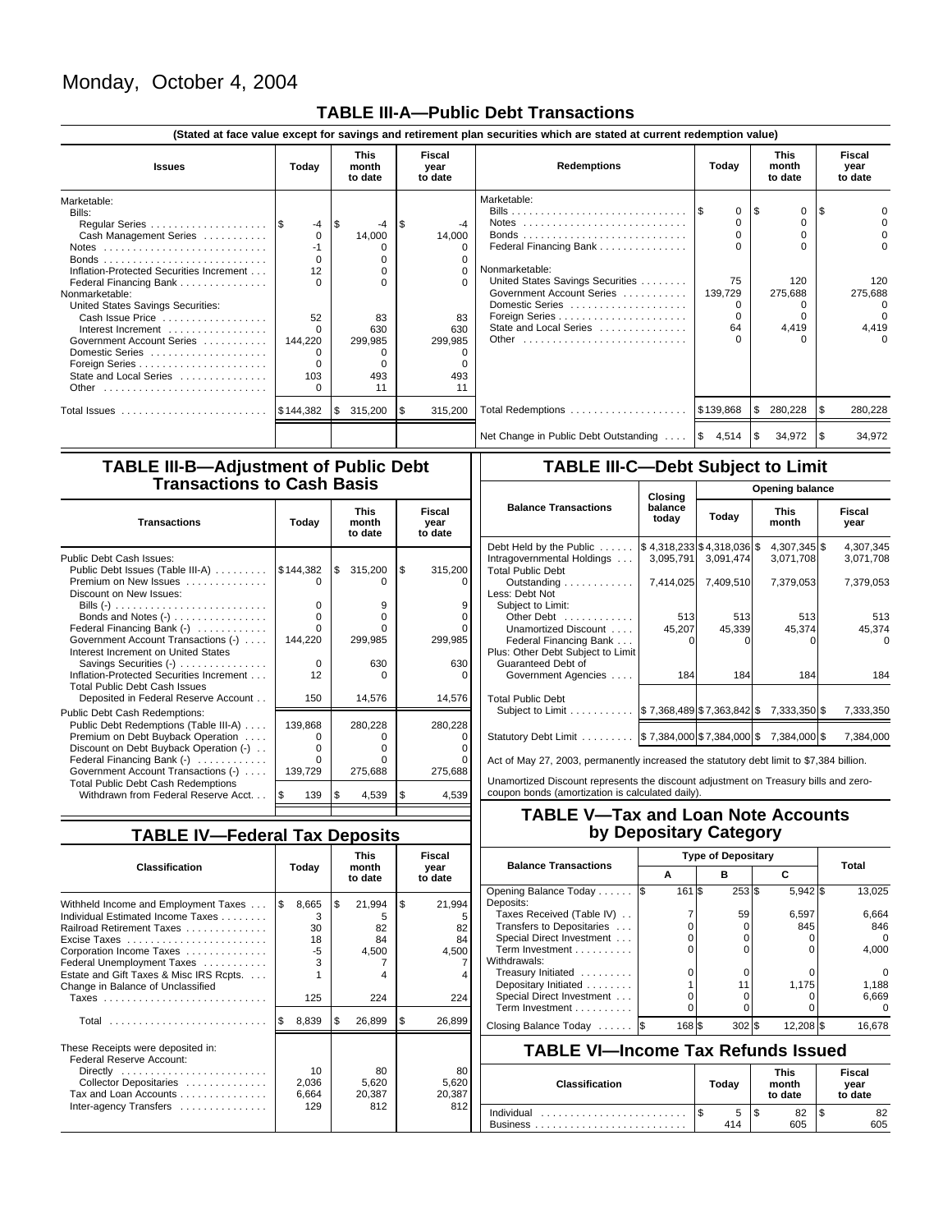Monday, October 4, 2004

## TABLE III-A—Public Debt Transactions

(Stated at face value except for savings and retirement plan securities which are stated at current redemption value)

| Issues | Today | This month to date | Fiscal year to date |
|---|---|---|---|
| Marketable: | | | |
| Bills: | | | |
| Regular Series | $ -4 | $ -4 | $ -4 |
| Cash Management Series | 0 | 14,000 | 14,000 |
| Notes | -1 | 0 | 0 |
| Bonds | 0 | 0 | 0 |
| Inflation-Protected Securities Increment | 12 | 0 | 0 |
| Federal Financing Bank | 0 | 0 | 0 |
| Nonmarketable: | | | |
| United States Savings Securities: | | | |
| Cash Issue Price | 52 | 83 | 83 |
| Interest Increment | 0 | 630 | 630 |
| Government Account Series | 144,220 | 299,985 | 299,985 |
| Domestic Series | 0 | 0 | 0 |
| Foreign Series | 0 | 0 | 0 |
| State and Local Series | 103 | 493 | 493 |
| Other | 0 | 11 | 11 |
| Total Issues | $144,382 | $ 315,200 | $ 315,200 |

| Redemptions | Today | This month to date | Fiscal year to date |
|---|---|---|---|
| Marketable: | | | |
| Bills | $ 0 | $ 0 | $ 0 |
| Notes | 0 | 0 | 0 |
| Bonds | 0 | 0 | 0 |
| Federal Financing Bank | 0 | 0 | 0 |
| Nonmarketable: | | | |
| United States Savings Securities | 75 | 120 | 120 |
| Government Account Series | 139,729 | 275,688 | 275,688 |
| Domestic Series | 0 | 0 | 0 |
| Foreign Series | 0 | 0 | 0 |
| State and Local Series | 64 | 4,419 | 4,419 |
| Other | 0 | 0 | 0 |
| Total Redemptions | $139,868 | $ 280,228 | $ 280,228 |
| Net Change in Public Debt Outstanding | $ 4,514 | $ 34,972 | $ 34,972 |

## TABLE III-B—Adjustment of Public Debt Transactions to Cash Basis

| Transactions | Today | This month to date | Fiscal year to date |
|---|---|---|---|
| Public Debt Cash Issues: | | | |
| Public Debt Issues (Table III-A) | $144,382 | $ 315,200 | $ 315,200 |
| Premium on New Issues | 0 | 0 | 0 |
| Discount on New Issues: | | | |
| Bills (-) | 0 | 9 | 9 |
| Bonds and Notes (-) | 0 | 0 | 0 |
| Federal Financing Bank (-) | 0 | 0 | 0 |
| Government Account Transactions (-) | 144,220 | 299,985 | 299,985 |
| Interest Increment on United States Savings Securities (-) | 0 | 630 | 630 |
| Inflation-Protected Securities Increment | 12 | 0 | 0 |
| Total Public Debt Cash Issues Deposited in Federal Reserve Account | 150 | 14,576 | 14,576 |
| Public Debt Cash Redemptions: | | | |
| Public Debt Redemptions (Table III-A) | 139,868 | 280,228 | 280,228 |
| Premium on Debt Buyback Operation | 0 | 0 | 0 |
| Discount on Debt Buyback Operation (-) | 0 | 0 | 0 |
| Federal Financing Bank (-) | 0 | 0 | 0 |
| Government Account Transactions (-) | 139,729 | 275,688 | 275,688 |
| Total Public Debt Cash Redemptions Withdrawn from Federal Reserve Acct. | $ 139 | $ 4,539 | $ 4,539 |

## TABLE III-C—Debt Subject to Limit

| Balance Transactions | Closing balance today | Opening balance Today | Opening balance This month | Opening balance Fiscal year |
|---|---|---|---|---|
| Debt Held by the Public | $ 4,318,233 | $ 4,318,036 | $ 4,307,345 | $ 4,307,345 |
| Intragovernmental Holdings | 3,095,791 | 3,091,474 | 3,071,708 | 3,071,708 |
| Total Public Debt Outstanding | 7,414,025 | 7,409,510 | 7,379,053 | 7,379,053 |
| Less: Debt Not Subject to Limit: | | | | |
| Other Debt | 513 | 513 | 513 | 513 |
| Unamortized Discount | 45,207 | 45,339 | 45,374 | 45,374 |
| Federal Financing Bank | 0 | 0 | 0 | 0 |
| Plus: Other Debt Subject to Limit Guaranteed Debt of Government Agencies | 184 | 184 | 184 | 184 |
| Total Public Debt Subject to Limit | $ 7,368,489 | $ 7,363,842 | $ 7,333,350 | $ 7,333,350 |
| Statutory Debt Limit | $ 7,384,000 | $ 7,384,000 | $ 7,384,000 | $ 7,384,000 |

Act of May 27, 2003, permanently increased the statutory debt limit to $7,384 billion.

Unamortized Discount represents the discount adjustment on Treasury bills and zero-coupon bonds (amortization is calculated daily).

## TABLE IV—Federal Tax Deposits

| Classification | Today | This month to date | Fiscal year to date |
|---|---|---|---|
| Withheld Income and Employment Taxes | $ 8,665 | $ 21,994 | $ 21,994 |
| Individual Estimated Income Taxes | 3 | 5 | 5 |
| Railroad Retirement Taxes | 30 | 82 | 82 |
| Excise Taxes | 18 | 84 | 84 |
| Corporation Income Taxes | -5 | 4,500 | 4,500 |
| Federal Unemployment Taxes | 3 | 7 | 7 |
| Estate and Gift Taxes & Misc IRS Rcpts. | 1 | 4 | 4 |
| Change in Balance of Unclassified Taxes | 125 | 224 | 224 |
| Total | $ 8,839 | $ 26,899 | $ 26,899 |
| These Receipts were deposited in: | | | |
| Federal Reserve Account: | | | |
| Directly | 10 | 80 | 80 |
| Collector Depositaries | 2,036 | 5,620 | 5,620 |
| Tax and Loan Accounts | 6,664 | 20,387 | 20,387 |
| Inter-agency Transfers | 129 | 812 | 812 |

## TABLE V—Tax and Loan Note Accounts by Depositary Category

| Balance Transactions | Type of Depositary A | B | C | Total |
|---|---|---|---|---|
| Opening Balance Today | $ 161 | $ 253 | $ 5,942 | $ 13,025 |
| Deposits: | | | | |
| Taxes Received (Table IV) | 7 | 59 | 6,597 | 6,664 |
| Transfers to Depositaries | 0 | 0 | 845 | 846 |
| Special Direct Investment | 0 | 0 | 0 | 0 |
| Term Investment | 0 | 0 | 0 | 4,000 |
| Withdrawals: | | | | |
| Treasury Initiated | 0 | 0 | 0 | 0 |
| Depositary Initiated | 1 | 11 | 1,175 | 1,188 |
| Special Direct Investment | 0 | 0 | 0 | 6,669 |
| Term Investment | 0 | 0 | 0 | 0 |
| Closing Balance Today | $ 168 | $ 302 | $ 12,208 | $ 16,678 |

## TABLE VI—Income Tax Refunds Issued

| Classification | Today | This month to date | Fiscal year to date |
|---|---|---|---|
| Individual | $ 5 | $ 82 | $ 82 |
| Business | 414 | 605 | 605 |